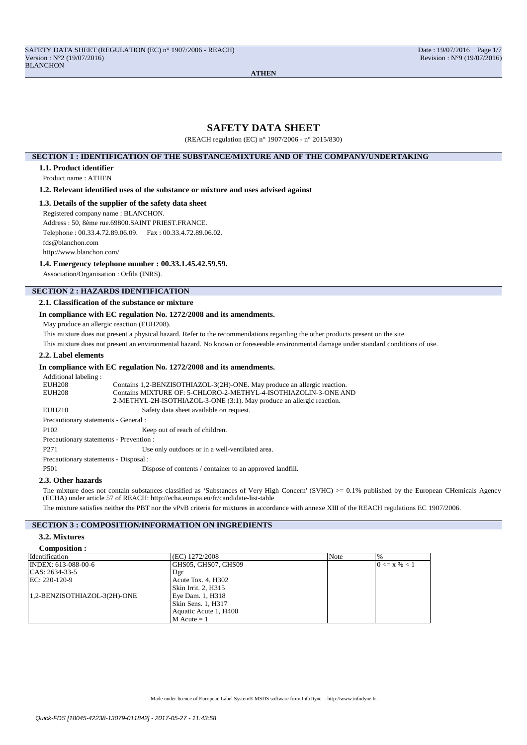# SAFETY DATA SHEET

(REACH regulation (EC) n° 1907/2006 - n° 2015/830)

## SECTION 1 : IDENTIFICATION OF THE SUBSTANCE/MIXTURE AND OF THE COMPANY/UNDERTAKING

### 1.1. Product identifier

Product name : ATHEN

### 1.2. Relevant identified uses of the substance or mixture and uses advised against

### 1.3. Details of the supplier of the safety data sheet

Registered company name : BLANCHON.

Address : 50, 8ème rue.69800.SAINT PRIEST.FRANCE.

Telephone : 00.33.4.72.89.06.09. Fax : 00.33.4.72.89.06.02.

fds@blanchon.com

http://www.blanchon.com/

### 1.4. Emergency telephone number : 00.33.1.45.42.59.59.

Association/Organisation : Orfila (INRS).

## SECTION 2 : HAZARDS IDENTIFICATION

### 2.1. Classification of the substance or mixture

**In compliance with EC regulation No. 1272/2008 and its amendments.**

May produce an allergic reaction (EUH208).

This mixture does not present a physical hazard. Refer to the recommendations regarding the other products present on the site.

This mixture does not present an environmental hazard. No known or foreseeable environmental damage under standard conditions of use.

### 2.2. Label elements

**In compliance with EC regulation No. 1272/2008 and its amendments.**

Additional labeling :

EUH208 Contains 1,2-BENZISOTHIAZOL-3(2H)-ONE. May produce an allergic reaction.

EUH208 Contains MIXTURE OF: 5-CHLORO-2-METHYL-4-ISOTHIAZOLIN-3-ONE AND 2-METHYL-2H-ISOTHIAZOL-3-ONE (3:1). May produce an allergic reaction.

EUH210 Safety data sheet available on request.

Precautionary statements - General :

P102 Keep out of reach of children.

Precautionary statements - Prevention :

P271 Use only outdoors or in a well-ventilated area.

Precautionary statements - Disposal :

P501 Dispose of contents / container to an approved landfill.

### 2.3. Other hazards

The mixture does not contain substances classified as 'Substances of Very High Concern' (SVHC) >= 0.1% published by the European CHemicals Agency (ECHA) under article 57 of REACH: http://echa.europa.eu/fr/candidate-list-table

The mixture satisfies neither the PBT nor the vPvB criteria for mixtures in accordance with annexe XIII of the REACH regulations EC 1907/2006.

## SECTION 3 : COMPOSITION/INFORMATION ON INGREDIENTS

### 3.2. Mixtures

**Composition :**

| Identification | (EC) 1272/2008 | Note | % |
|---|---|---|---|
| INDEX: 613-088-00-6<br>CAS: 2634-33-5<br>EC: 220-120-9<br><br>1,2-BENZISOTHIAZOL-3(2H)-ONE | GHS05, GHS07, GHS09<br>Dgr<br>Acute Tox. 4, H302<br>Skin Irrit. 2, H315<br>Eye Dam. 1, H318<br>Skin Sens. 1, H317<br>Aquatic Acute 1, H400<br>M Acute = 1 | | 0 <= x % < 1 |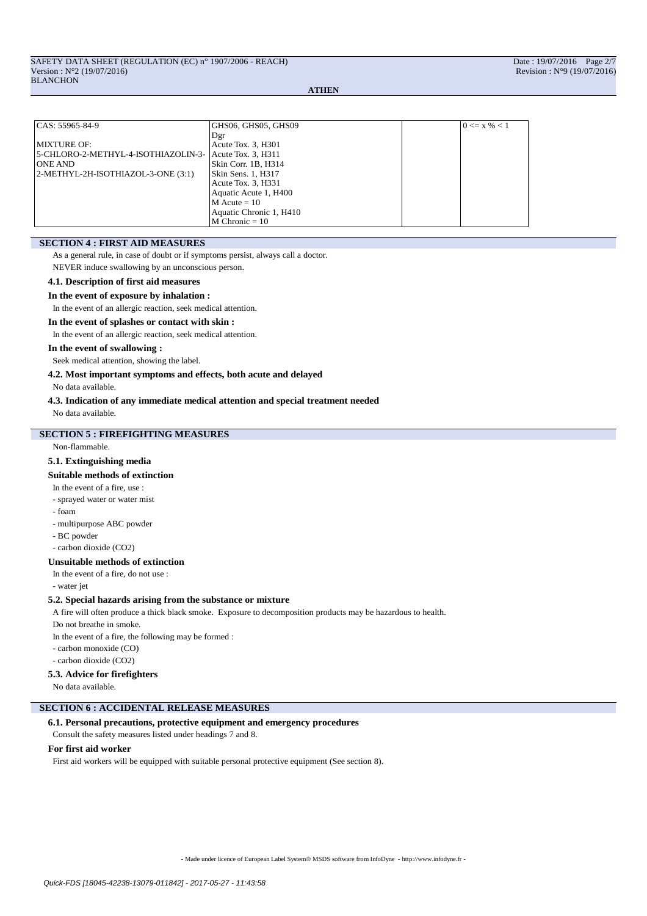| CAS: 55965-84-9<br><br>MIXTURE OF:<br>5-CHLORO-2-METHYL-4-ISOTHIAZOLIN-3-ONE AND<br>2-METHYL-2H-ISOTHIAZOL-3-ONE (3:1) | GHS06, GHS05, GHS09<br>Dgr<br>Acute Tox. 3, H301<br>Acute Tox. 3, H311<br>Skin Corr. 1B, H314<br>Skin Sens. 1, H317<br>Acute Tox. 3, H331<br>Aquatic Acute 1, H400<br>M Acute = 10<br>Aquatic Chronic 1, H410<br>M Chronic = 10 | | 0 <= x % < 1 |
|---|---|---|---|

## SECTION 4 : FIRST AID MEASURES

As a general rule, in case of doubt or if symptoms persist, always call a doctor.

NEVER induce swallowing by an unconscious person.

### 4.1. Description of first aid measures

**In the event of exposure by inhalation :**

In the event of an allergic reaction, seek medical attention.

**In the event of splashes or contact with skin :**

In the event of an allergic reaction, seek medical attention.

**In the event of swallowing :**

Seek medical attention, showing the label.

### 4.2. Most important symptoms and effects, both acute and delayed

No data available.

### 4.3. Indication of any immediate medical attention and special treatment needed

No data available.

## SECTION 5 : FIREFIGHTING MEASURES

Non-flammable.

### 5.1. Extinguishing media

**Suitable methods of extinction**

In the event of a fire, use :

- sprayed water or water mist
- foam
- multipurpose ABC powder
- BC powder
- carbon dioxide ($CO_2$)

**Unsuitable methods of extinction**

In the event of a fire, do not use :

- water jet

### 5.2. Special hazards arising from the substance or mixture

A fire will often produce a thick black smoke. Exposure to decomposition products may be hazardous to health.

Do not breathe in smoke.

In the event of a fire, the following may be formed :

- carbon monoxide (CO)
- carbon dioxide ($CO_2$)

### 5.3. Advice for firefighters

No data available.

## SECTION 6 : ACCIDENTAL RELEASE MEASURES

### 6.1. Personal precautions, protective equipment and emergency procedures

Consult the safety measures listed under headings 7 and 8.

**For first aid worker**

First aid workers will be equipped with suitable personal protective equipment (See section 8).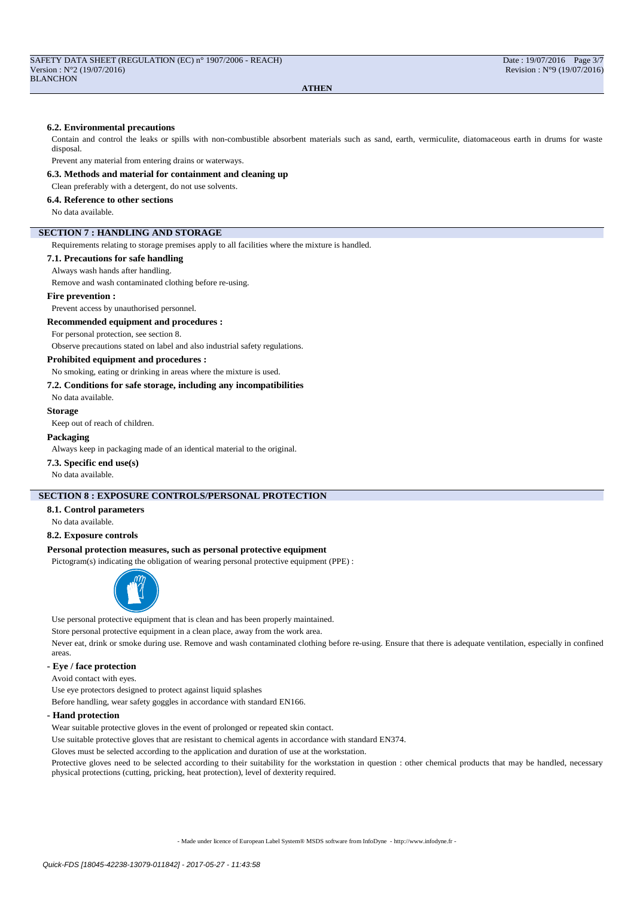### 6.2. Environmental precautions

Contain and control the leaks or spills with non-combustible absorbent materials such as sand, earth, vermiculite, diatomaceous earth in drums for waste disposal.

Prevent any material from entering drains or waterways.

### 6.3. Methods and material for containment and cleaning up

Clean preferably with a detergent, do not use solvents.

### 6.4. Reference to other sections

No data available.

## SECTION 7 : HANDLING AND STORAGE

Requirements relating to storage premises apply to all facilities where the mixture is handled.

### 7.1. Precautions for safe handling

Always wash hands after handling.

Remove and wash contaminated clothing before re-using.

**Fire prevention :**

Prevent access by unauthorised personnel.

**Recommended equipment and procedures :**

For personal protection, see section 8.

Observe precautions stated on label and also industrial safety regulations.

**Prohibited equipment and procedures :**

No smoking, eating or drinking in areas where the mixture is used.

### 7.2. Conditions for safe storage, including any incompatibilities

No data available.

**Storage**

Keep out of reach of children.

**Packaging**

Always keep in packaging made of an identical material to the original.

### 7.3. Specific end use(s)

No data available.

## SECTION 8 : EXPOSURE CONTROLS/PERSONAL PROTECTION

### 8.1. Control parameters

No data available.

### 8.2. Exposure controls

**Personal protection measures, such as personal protective equipment**

Pictogram(s) indicating the obligation of wearing personal protective equipment (PPE) :

Use personal protective equipment that is clean and has been properly maintained.

Store personal protective equipment in a clean place, away from the work area.

Never eat, drink or smoke during use. Remove and wash contaminated clothing before re-using. Ensure that there is adequate ventilation, especially in confined areas.

**- Eye / face protection**

Avoid contact with eyes.

Use eye protectors designed to protect against liquid splashes

Before handling, wear safety goggles in accordance with standard EN166.

**- Hand protection**

Wear suitable protective gloves in the event of prolonged or repeated skin contact.

Use suitable protective gloves that are resistant to chemical agents in accordance with standard EN374.

Gloves must be selected according to the application and duration of use at the workstation.

Protective gloves need to be selected according to their suitability for the workstation in question : other chemical products that may be handled, necessary physical protections (cutting, pricking, heat protection), level of dexterity required.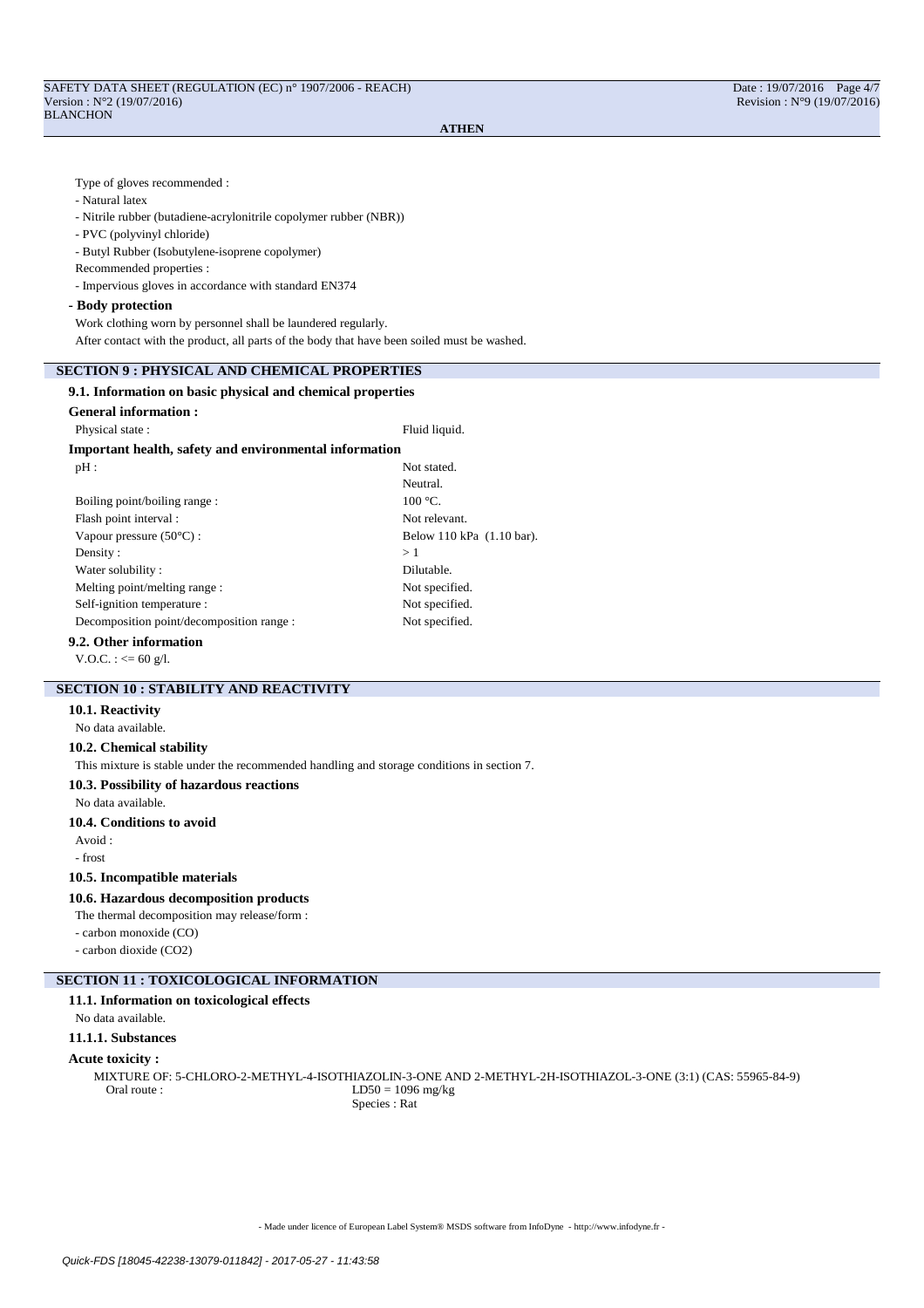Type of gloves recommended :

- Natural latex
- Nitrile rubber (butadiene-acrylonitrile copolymer rubber (NBR))
- PVC (polyvinyl chloride)
- Butyl Rubber (Isobutylene-isoprene copolymer)

Recommended properties :

- Impervious gloves in accordance with standard EN374

**- Body protection**

Work clothing worn by personnel shall be laundered regularly.

After contact with the product, all parts of the body that have been soiled must be washed.

## SECTION 9 : PHYSICAL AND CHEMICAL PROPERTIES

### 9.1. Information on basic physical and chemical properties

**General information :**

| | |
|---|---|
| Physical state : | Fluid liquid. |

**Important health, safety and environmental information**

| | |
|---|---|
| pH : | Not stated. |
| | Neutral. |
| Boiling point/boiling range : | 100 °C. |
| Flash point interval : | Not relevant. |
| Vapour pressure (50°C) : | Below 110 kPa (1.10 bar). |
| Density : | > 1 |
| Water solubility : | Dilutable. |
| Melting point/melting range : | Not specified. |
| Self-ignition temperature : | Not specified. |
| Decomposition point/decomposition range : | Not specified. |

### 9.2. Other information

V.O.C. : <= 60 g/l.

## SECTION 10 : STABILITY AND REACTIVITY

### 10.1. Reactivity

No data available.

### 10.2. Chemical stability

This mixture is stable under the recommended handling and storage conditions in section 7.

### 10.3. Possibility of hazardous reactions

No data available.

### 10.4. Conditions to avoid

Avoid :

- frost

### 10.5. Incompatible materials

### 10.6. Hazardous decomposition products

The thermal decomposition may release/form :

- carbon monoxide (CO)
- carbon dioxide ($CO_2$)

## SECTION 11 : TOXICOLOGICAL INFORMATION

### 11.1. Information on toxicological effects

No data available.

### 11.1.1. Substances

**Acute toxicity :**

MIXTURE OF: 5-CHLORO-2-METHYL-4-ISOTHIAZOLIN-3-ONE AND 2-METHYL-2H-ISOTHIAZOL-3-ONE (3:1) (CAS: 55965-84-9)

| | |
|---|---|
| Oral route : | $LD_{50}$ = 1096 mg/kg |
| | Species : Rat |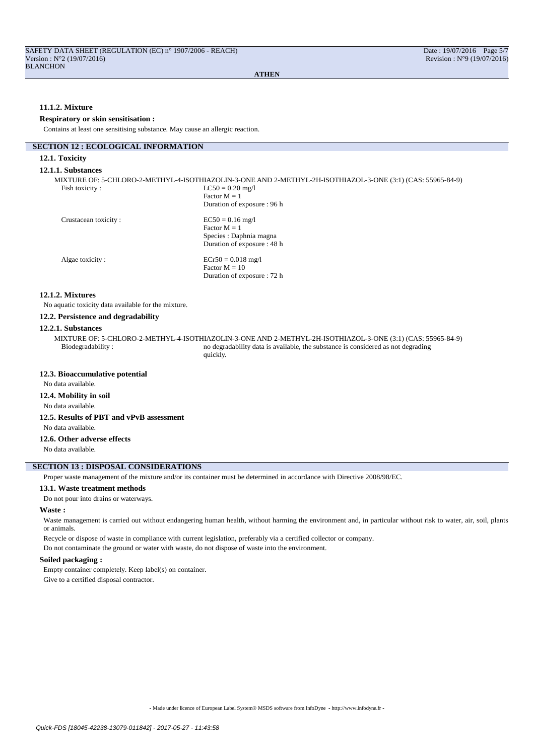#### 11.1.2. Mixture

**Respiratory or skin sensitisation :**

Contains at least one sensitising substance. May cause an allergic reaction.

## SECTION 12 : ECOLOGICAL INFORMATION

### 12.1. Toxicity

#### 12.1.1. Substances

MIXTURE OF: 5-CHLORO-2-METHYL-4-ISOTHIAZOLIN-3-ONE AND 2-METHYL-2H-ISOTHIAZOL-3-ONE (3:1) (CAS: 55965-84-9)

| | |
|---|---|
| Fish toxicity : | LC50 = 0.20 mg/l<br>Factor M = 1<br>Duration of exposure : 96 h |
| Crustacean toxicity : | EC50 = 0.16 mg/l<br>Factor M = 1<br>Species : Daphnia magna<br>Duration of exposure : 48 h |
| Algae toxicity : | ECr50 = 0.018 mg/l<br>Factor M = 10<br>Duration of exposure : 72 h |

#### 12.1.2. Mixtures

No aquatic toxicity data available for the mixture.

### 12.2. Persistence and degradability

#### 12.2.1. Substances

MIXTURE OF: 5-CHLORO-2-METHYL-4-ISOTHIAZOLIN-3-ONE AND 2-METHYL-2H-ISOTHIAZOL-3-ONE (3:1) (CAS: 55965-84-9)

| | |
|---|---|
| Biodegradability : | no degradability data is available, the substance is considered as not degrading quickly. |

### 12.3. Bioaccumulative potential

No data available.

### 12.4. Mobility in soil

No data available.

### 12.5. Results of PBT and vPvB assessment

No data available.

### 12.6. Other adverse effects

No data available.

## SECTION 13 : DISPOSAL CONSIDERATIONS

Proper waste management of the mixture and/or its container must be determined in accordance with Directive 2008/98/EC.

### 13.1. Waste treatment methods

Do not pour into drains or waterways.

**Waste :**

Waste management is carried out without endangering human health, without harming the environment and, in particular without risk to water, air, soil, plants or animals.

Recycle or dispose of waste in compliance with current legislation, preferably via a certified collector or company.

Do not contaminate the ground or water with waste, do not dispose of waste into the environment.

**Soiled packaging :**

Empty container completely. Keep label(s) on container.

Give to a certified disposal contractor.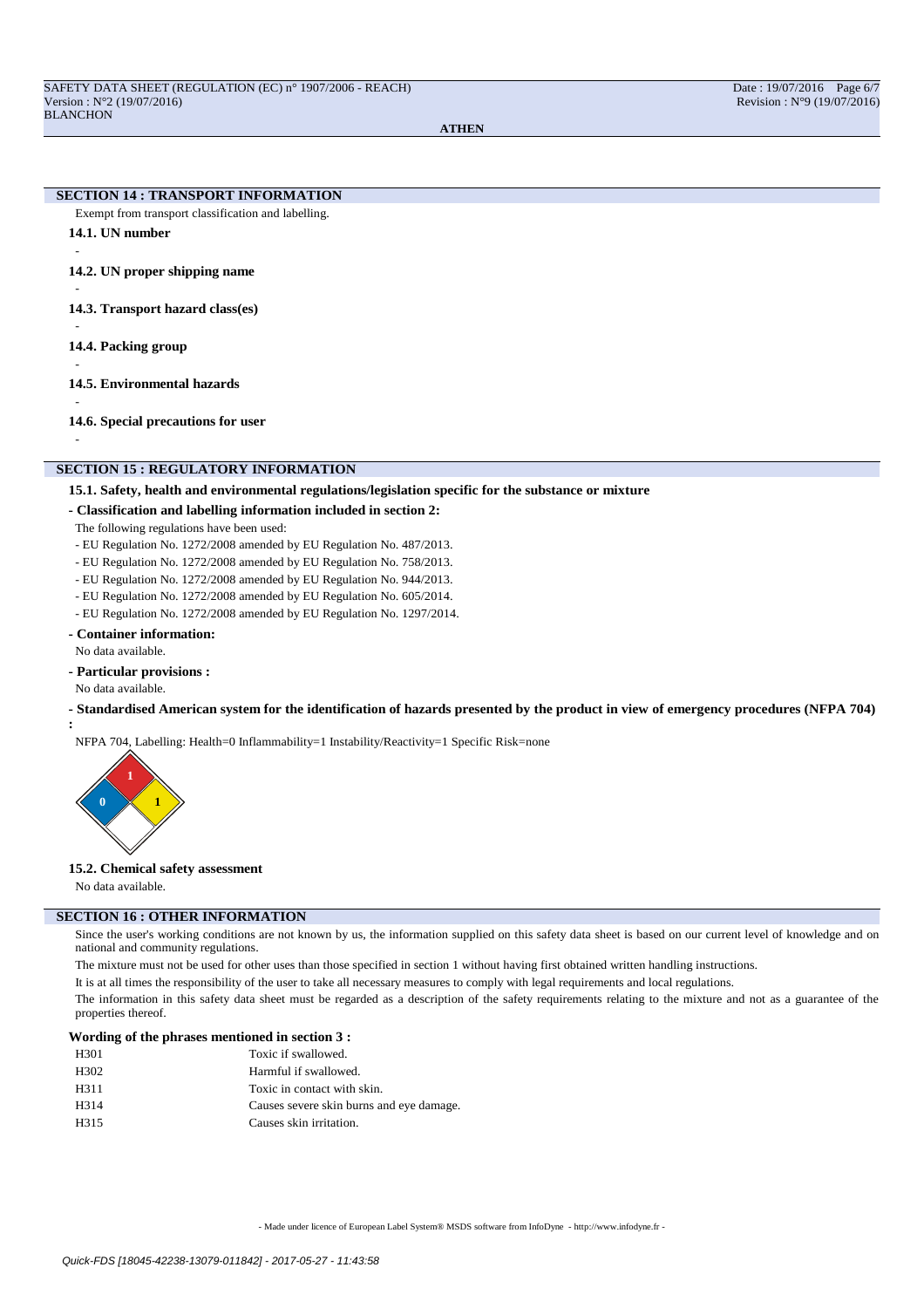## SECTION 14 : TRANSPORT INFORMATION

Exempt from transport classification and labelling.

### 14.1. UN number

-

### 14.2. UN proper shipping name

-

### 14.3. Transport hazard class(es)

-

### 14.4. Packing group

-

### 14.5. Environmental hazards

-

### 14.6. Special precautions for user

-

## SECTION 15 : REGULATORY INFORMATION

### 15.1. Safety, health and environmental regulations/legislation specific for the substance or mixture

**- Classification and labelling information included in section 2:**

The following regulations have been used:

- EU Regulation No. 1272/2008 amended by EU Regulation No. 487/2013.
- EU Regulation No. 1272/2008 amended by EU Regulation No. 758/2013.
- EU Regulation No. 1272/2008 amended by EU Regulation No. 944/2013.
- EU Regulation No. 1272/2008 amended by EU Regulation No. 605/2014.
- EU Regulation No. 1272/2008 amended by EU Regulation No. 1297/2014.

**- Container information:**

No data available.

**- Particular provisions :**

No data available.

**- Standardised American system for the identification of hazards presented by the product in view of emergency procedures (NFPA 704) :**

NFPA 704, Labelling: Health=0 Inflammability=1 Instability/Reactivity=1 Specific Risk=none

### 15.2. Chemical safety assessment

No data available.

## SECTION 16 : OTHER INFORMATION

Since the user's working conditions are not known by us, the information supplied on this safety data sheet is based on our current level of knowledge and on national and community regulations.

The mixture must not be used for other uses than those specified in section 1 without having first obtained written handling instructions.

It is at all times the responsibility of the user to take all necessary measures to comply with legal requirements and local regulations.

The information in this safety data sheet must be regarded as a description of the safety requirements relating to the mixture and not as a guarantee of the properties thereof.

**Wording of the phrases mentioned in section 3 :**

| | |
|---|---|
| H301 | Toxic if swallowed. |
| H302 | Harmful if swallowed. |
| H311 | Toxic in contact with skin. |
| H314 | Causes severe skin burns and eye damage. |
| H315 | Causes skin irritation. |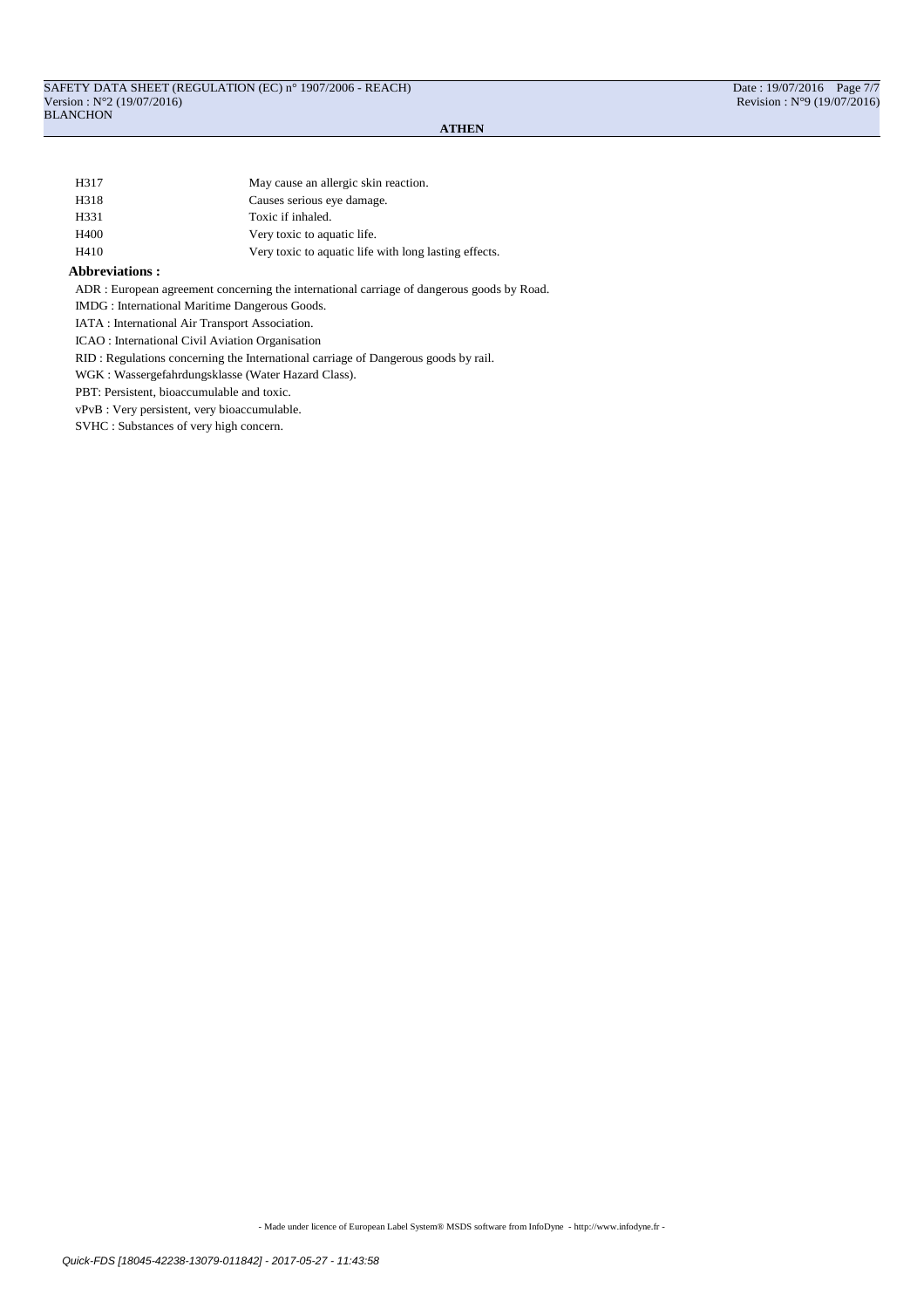| | |
|---|---|
| H317 | May cause an allergic skin reaction. |
| H318 | Causes serious eye damage. |
| H331 | Toxic if inhaled. |
| H400 | Very toxic to aquatic life. |
| H410 | Very toxic to aquatic life with long lasting effects. |

**Abbreviations :**

ADR : European agreement concerning the international carriage of dangerous goods by Road.

IMDG : International Maritime Dangerous Goods.

IATA : International Air Transport Association.

ICAO : International Civil Aviation Organisation

RID : Regulations concerning the International carriage of Dangerous goods by rail.

WGK : Wassergefahrdungsklasse (Water Hazard Class).

PBT: Persistent, bioaccumulable and toxic.

vPvB : Very persistent, very bioaccumulable.

SVHC : Substances of very high concern.

- Made under licence of European Label System® MSDS software from InfoDyne - http://www.infodyne.fr -